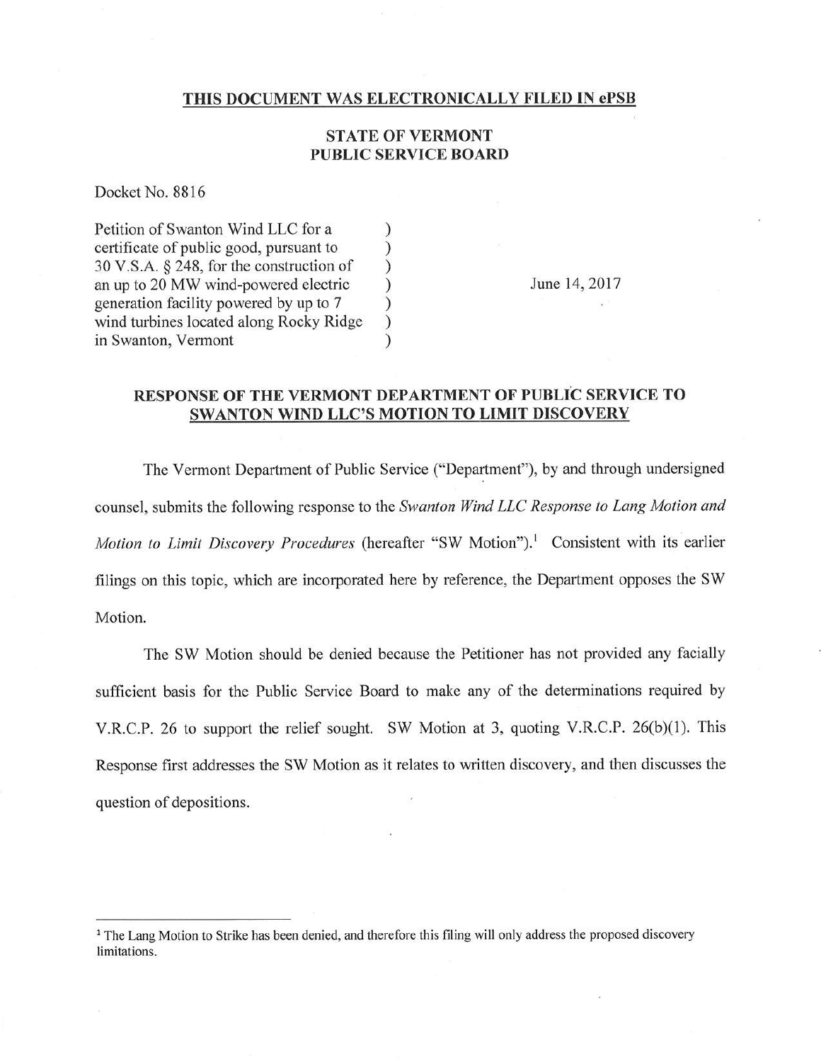**THIS DOCUMENT WAS ELECTRONICALLY FILED IN ePSB**

**STATE OF VERMONT**
**PUBLIC SERVICE BOARD**

Docket No. 8816

| | | |
|---|---|---|
| Petition of Swanton Wind LLC for a certificate of public good, pursuant to 30 V.S.A. § 248, for the construction of an up to 20 MW wind-powered electric generation facility powered by up to 7 wind turbines located along Rocky Ridge in Swanton, Vermont | ) | June 14, 2017 |

## RESPONSE OF THE VERMONT DEPARTMENT OF PUBLIC SERVICE TO SWANTON WIND LLC'S MOTION TO LIMIT DISCOVERY

The Vermont Department of Public Service ("Department"), by and through undersigned counsel, submits the following response to the *Swanton Wind LLC Response to Lang Motion and Motion to Limit Discovery Procedures* (hereafter "SW Motion").[1] Consistent with its earlier filings on this topic, which are incorporated here by reference, the Department opposes the SW Motion.

The SW Motion should be denied because the Petitioner has not provided any facially sufficient basis for the Public Service Board to make any of the determinations required by V.R.C.P. 26 to support the relief sought. SW Motion at 3, quoting V.R.C.P. 26(b)(1). This Response first addresses the SW Motion as it relates to written discovery, and then discusses the question of depositions.

---

[1] The Lang Motion to Strike has been denied, and therefore this filing will only address the proposed discovery limitations.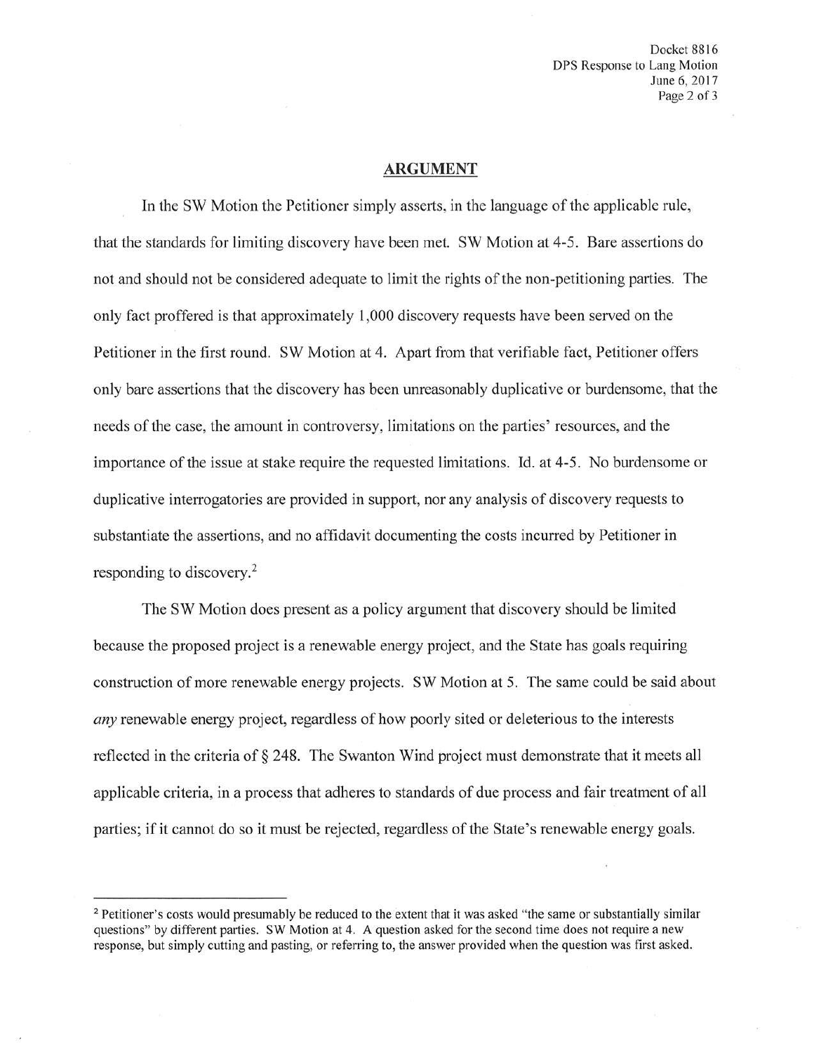## ARGUMENT

In the SW Motion the Petitioner simply asserts, in the language of the applicable rule, that the standards for limiting discovery have been met. SW Motion at 4-5. Bare assertions do not and should not be considered adequate to limit the rights of the non-petitioning parties. The only fact proffered is that approximately 1,000 discovery requests have been served on the Petitioner in the first round. SW Motion at 4. Apart from that verifiable fact, Petitioner offers only bare assertions that the discovery has been unreasonably duplicative or burdensome, that the needs of the case, the amount in controversy, limitations on the parties' resources, and the importance of the issue at stake require the requested limitations. Id. at 4-5. No burdensome or duplicative interrogatories are provided in support, nor any analysis of discovery requests to substantiate the assertions, and no affidavit documenting the costs incurred by Petitioner in responding to discovery.[2]

The SW Motion does present as a policy argument that discovery should be limited because the proposed project is a renewable energy project, and the State has goals requiring construction of more renewable energy projects. SW Motion at 5. The same could be said about *any* renewable energy project, regardless of how poorly sited or deleterious to the interests reflected in the criteria of § 248. The Swanton Wind project must demonstrate that it meets all applicable criteria, in a process that adheres to standards of due process and fair treatment of all parties; if it cannot do so it must be rejected, regardless of the State's renewable energy goals.

---

[2] Petitioner's costs would presumably be reduced to the extent that it was asked "the same or substantially similar questions" by different parties. SW Motion at 4. A question asked for the second time does not require a new response, but simply cutting and pasting, or referring to, the answer provided when the question was first asked.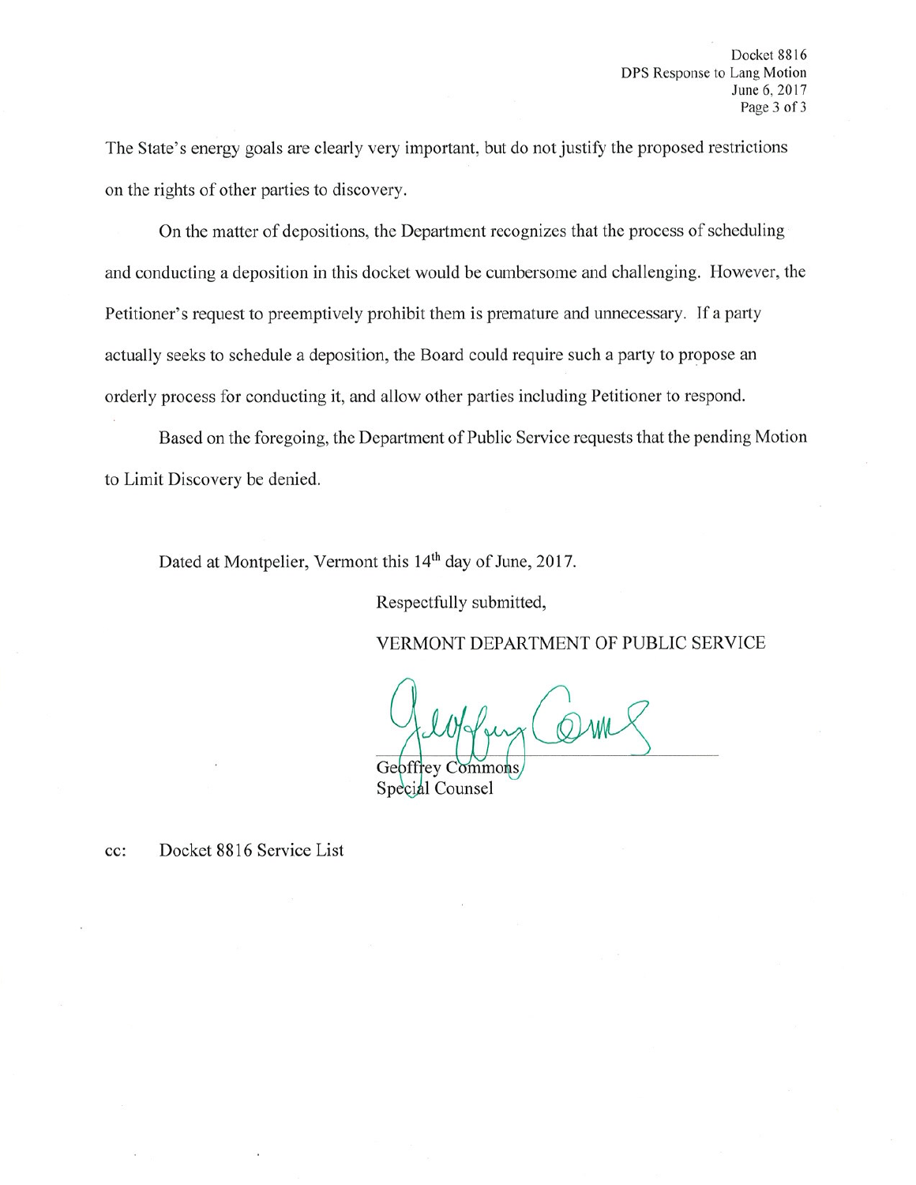The State's energy goals are clearly very important, but do not justify the proposed restrictions on the rights of other parties to discovery.

On the matter of depositions, the Department recognizes that the process of scheduling and conducting a deposition in this docket would be cumbersome and challenging. However, the Petitioner's request to preemptively prohibit them is premature and unnecessary. If a party actually seeks to schedule a deposition, the Board could require such a party to propose an orderly process for conducting it, and allow other parties including Petitioner to respond.

Based on the foregoing, the Department of Public Service requests that the pending Motion to Limit Discovery be denied.

Dated at Montpelier, Vermont this 14th day of June, 2017.

Respectfully submitted,

VERMONT DEPARTMENT OF PUBLIC SERVICE

Geoffrey Commons
Special Counsel

cc: Docket 8816 Service List